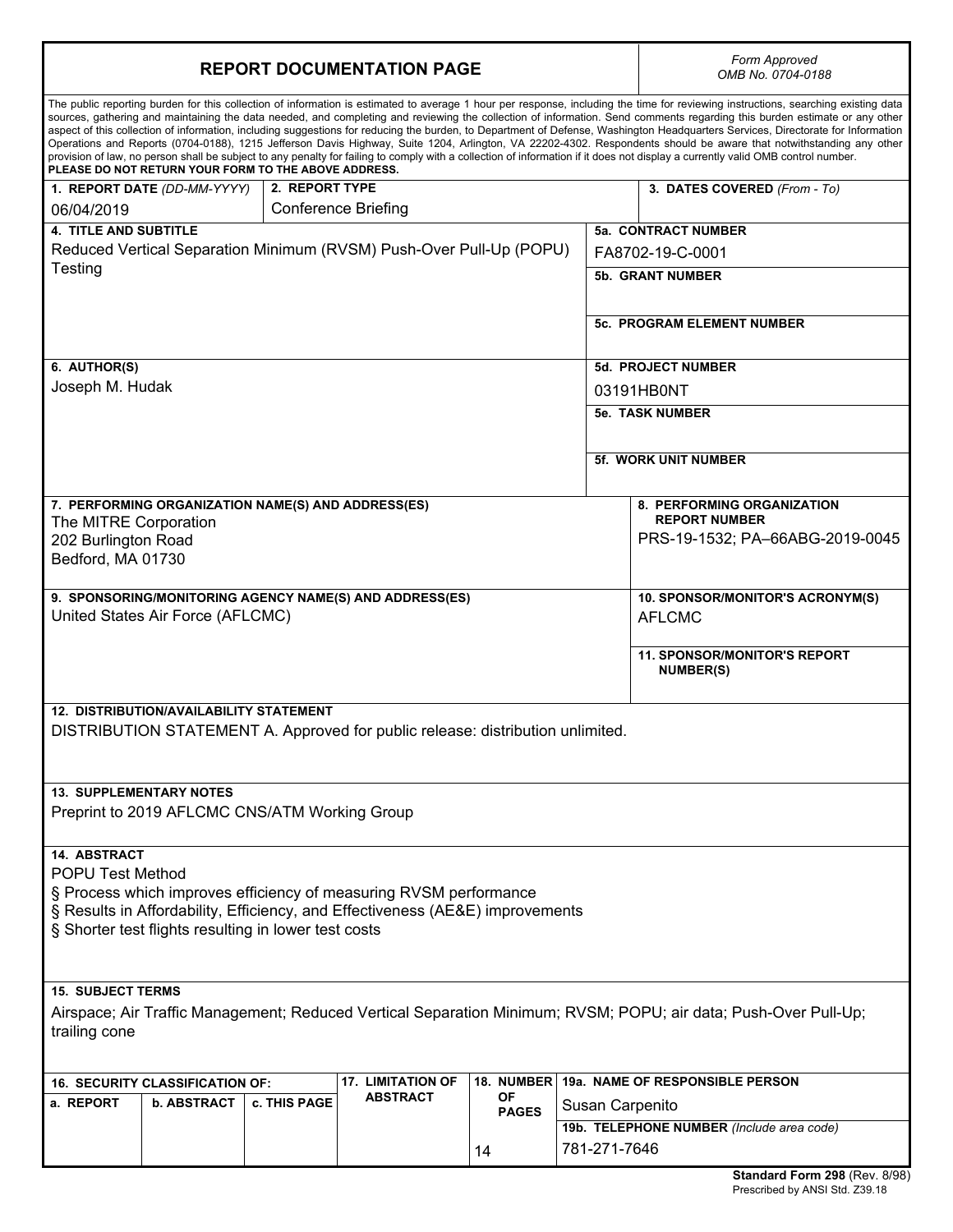# REPORT DOCUMENTATION PAGE

*Form Approved*
*OMB No. 0704-0188*

The public reporting burden for this collection of information is estimated to average 1 hour per response, including the time for reviewing instructions, searching existing data sources, gathering and maintaining the data needed, and completing and reviewing the collection of information. Send comments regarding this burden estimate or any other aspect of this collection of information, including suggestions for reducing the burden, to Department of Defense, Washington Headquarters Services, Directorate for Information Operations and Reports (0704-0188), 1215 Jefferson Davis Highway, Suite 1204, Arlington, VA 22202-4302. Respondents should be aware that notwithstanding any other provision of law, no person shall be subject to any penalty for failing to comply with a collection of information if it does not display a currently valid OMB control number.
**PLEASE DO NOT RETURN YOUR FORM TO THE ABOVE ADDRESS.**

**1. REPORT DATE** *(DD-MM-YYYY)*
06/04/2019

**2. REPORT TYPE**
Conference Briefing

**3. DATES COVERED** *(From - To)*

**4. TITLE AND SUBTITLE**
Reduced Vertical Separation Minimum (RVSM) Push-Over Pull-Up (POPU) Testing

**5a. CONTRACT NUMBER**
FA8702-19-C-0001

**5b. GRANT NUMBER**

**5c. PROGRAM ELEMENT NUMBER**

**6. AUTHOR(S)**
Joseph M. Hudak

**5d. PROJECT NUMBER**
03191HB0NT

**5e. TASK NUMBER**

**5f. WORK UNIT NUMBER**

**7. PERFORMING ORGANIZATION NAME(S) AND ADDRESS(ES)**
The MITRE Corporation
202 Burlington Road
Bedford, MA 01730

**8. PERFORMING ORGANIZATION REPORT NUMBER**
PRS-19-1532; PA–66ABG-2019-0045

**9. SPONSORING/MONITORING AGENCY NAME(S) AND ADDRESS(ES)**
United States Air Force (AFLCMC)

**10. SPONSOR/MONITOR'S ACRONYM(S)**
AFLCMC

**11. SPONSOR/MONITOR'S REPORT NUMBER(S)**

**12. DISTRIBUTION/AVAILABILITY STATEMENT**
DISTRIBUTION STATEMENT A. Approved for public release: distribution unlimited.

**13. SUPPLEMENTARY NOTES**
Preprint to 2019 AFLCMC CNS/ATM Working Group

**14. ABSTRACT**
POPU Test Method
§ Process which improves efficiency of measuring RVSM performance
§ Results in Affordability, Efficiency, and Effectiveness (AE&E) improvements
§ Shorter test flights resulting in lower test costs

**15. SUBJECT TERMS**
Airspace; Air Traffic Management; Reduced Vertical Separation Minimum; RVSM; POPU; air data; Push-Over Pull-Up; trailing cone

| 16. SECURITY CLASSIFICATION OF: | | | 17. LIMITATION OF ABSTRACT | 18. NUMBER OF PAGES | 19a. NAME OF RESPONSIBLE PERSON |
|---|---|---|---|---|---|
| a. REPORT | b. ABSTRACT | c. THIS PAGE | | | Susan Carpenito |
| | | | | 14 | 19b. TELEPHONE NUMBER *(Include area code)* 781-271-7646 |

**Standard Form 298** (Rev. 8/98)
Prescribed by ANSI Std. Z39.18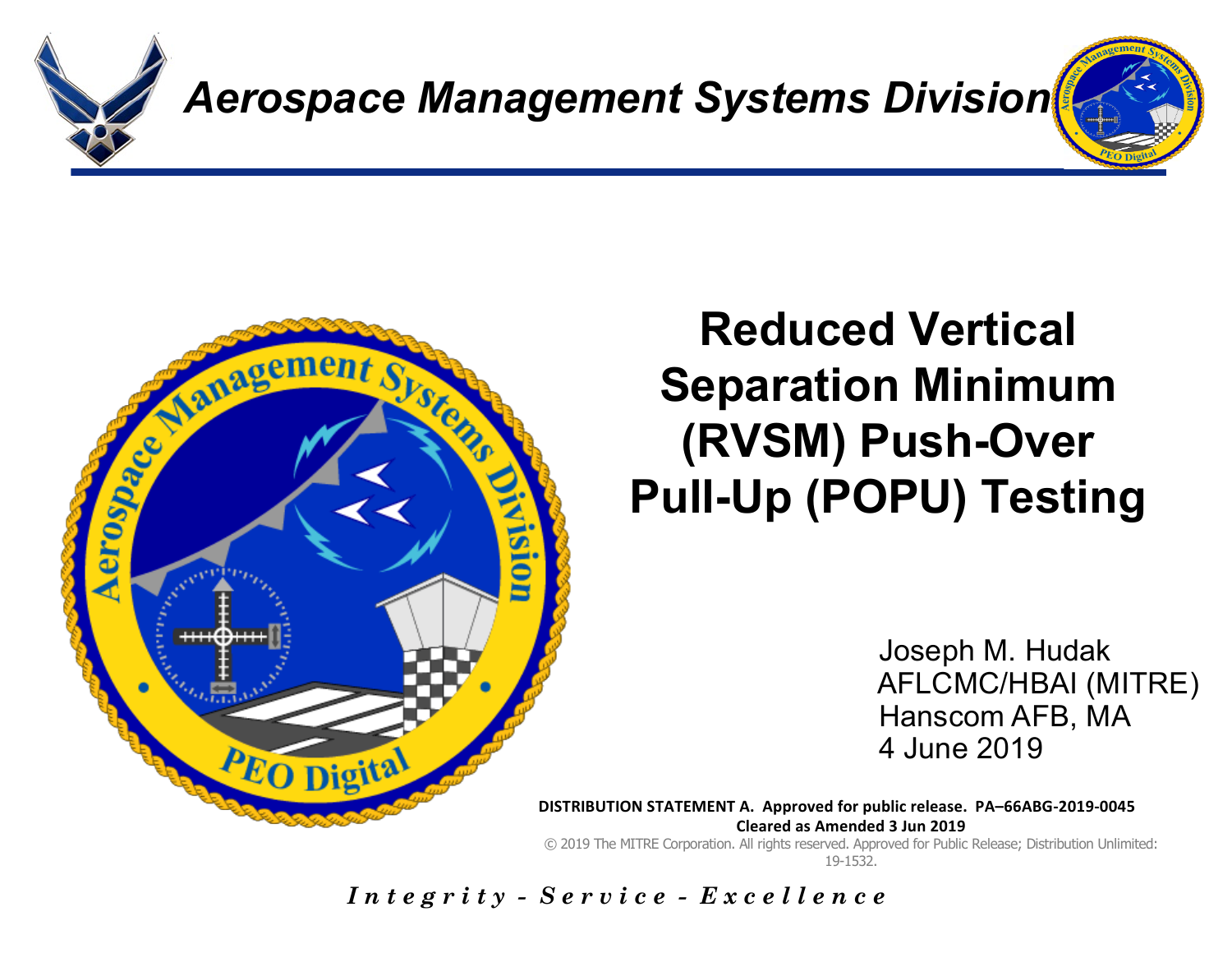*Aerospace Management Systems Division*

# Reduced Vertical Separation Minimum (RVSM) Push-Over Pull-Up (POPU) Testing

Joseph M. Hudak
AFLCMC/HBAI (MITRE)
Hanscom AFB, MA
4 June 2019

**DISTRIBUTION STATEMENT A. Approved for public release. PA–66ABG-2019-0045**
**Cleared as Amended 3 Jun 2019**

© 2019 The MITRE Corporation. All rights reserved. Approved for Public Release; Distribution Unlimited: 19-1532.

***Integrity - Service - Excellence***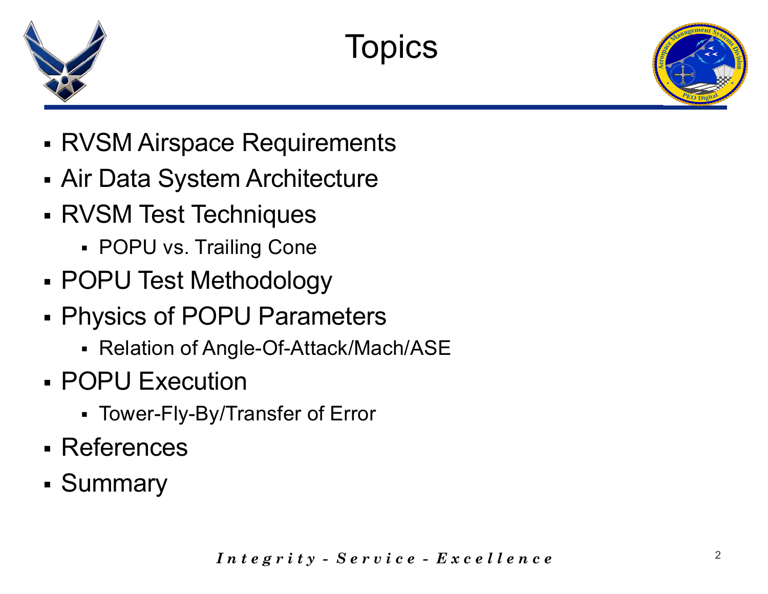# Topics

- RVSM Airspace Requirements
- Air Data System Architecture
- RVSM Test Techniques
  - POPU vs. Trailing Cone
- POPU Test Methodology
- Physics of POPU Parameters
  - Relation of Angle-Of-Attack/Mach/ASE
- POPU Execution
  - Tower-Fly-By/Transfer of Error
- References
- Summary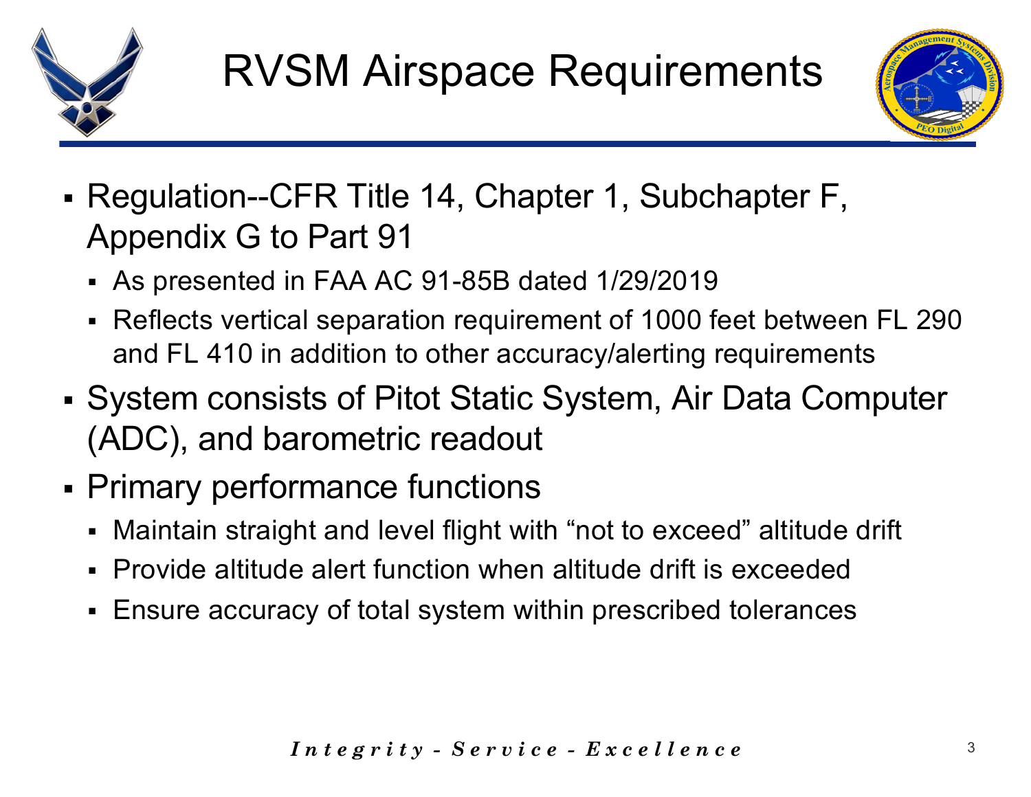# RVSM Airspace Requirements

- Regulation--CFR Title 14, Chapter 1, Subchapter F, Appendix G to Part 91
  - As presented in FAA AC 91-85B dated 1/29/2019
  - Reflects vertical separation requirement of 1000 feet between FL 290 and FL 410 in addition to other accuracy/alerting requirements
- System consists of Pitot Static System, Air Data Computer (ADC), and barometric readout
- Primary performance functions
  - Maintain straight and level flight with "not to exceed" altitude drift
  - Provide altitude alert function when altitude drift is exceeded
  - Ensure accuracy of total system within prescribed tolerances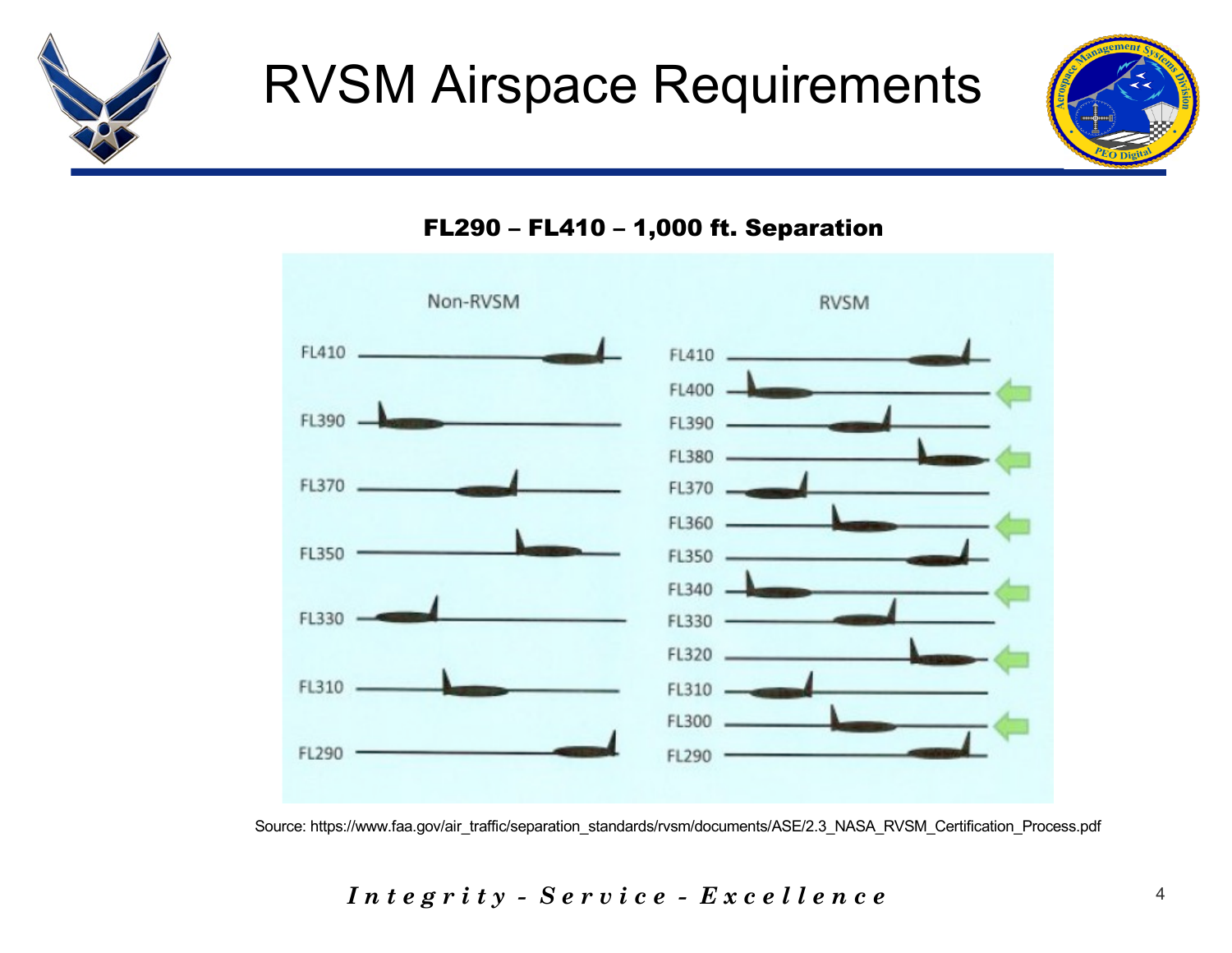# RVSM Airspace Requirements

**FL290 – FL410 – 1,000 ft. Separation**

Non-RVSM

FL410
FL390
FL370
FL350
FL330
FL310
FL290

RVSM

FL410
FL400
FL390
FL380
FL370
FL360
FL350
FL340
FL330
FL320
FL310
FL300
FL290

Source: https://www.faa.gov/air_traffic/separation_standards/rvsm/documents/ASE/2.3_NASA_RVSM_Certification_Process.pdf

***Integrity - Service - Excellence***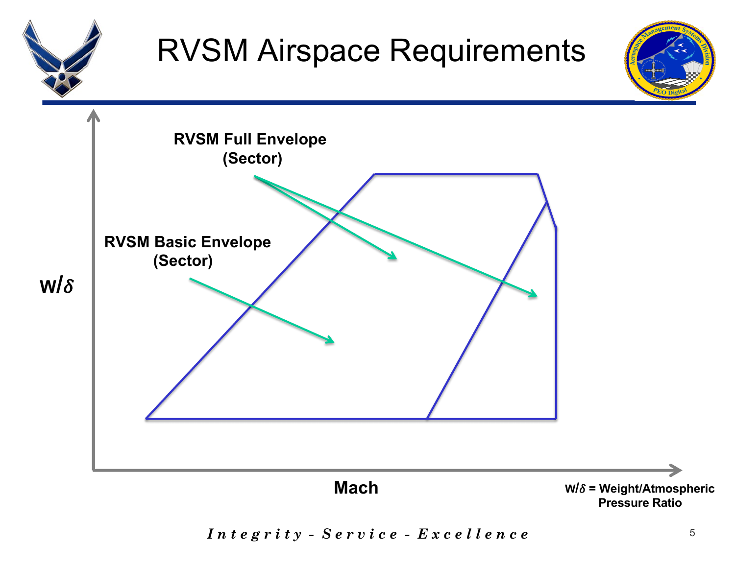# RVSM Airspace Requirements

RVSM Full Envelope (Sector)

RVSM Basic Envelope (Sector)

$W/\delta$

Mach

$W/\delta$ = Weight/Atmospheric Pressure Ratio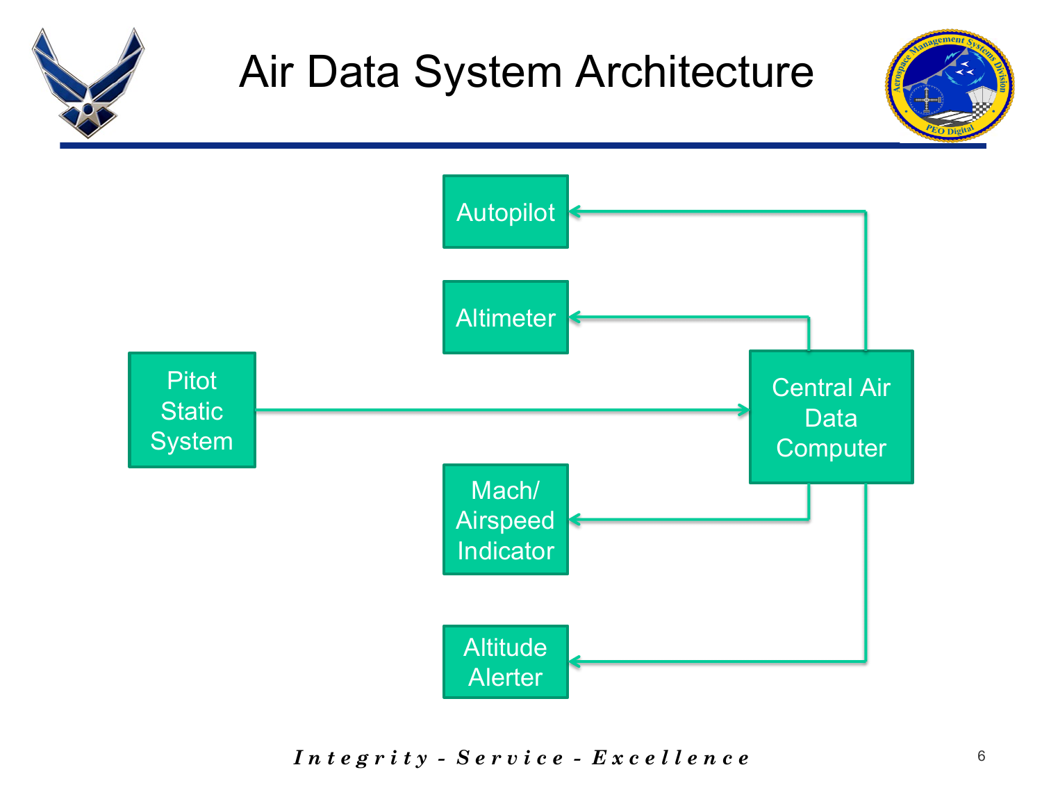# Air Data System Architecture

Autopilot

Altimeter

Pitot Static System

Central Air Data Computer

Mach/ Airspeed Indicator

Altitude Alerter

*Integrity - Service - Excellence*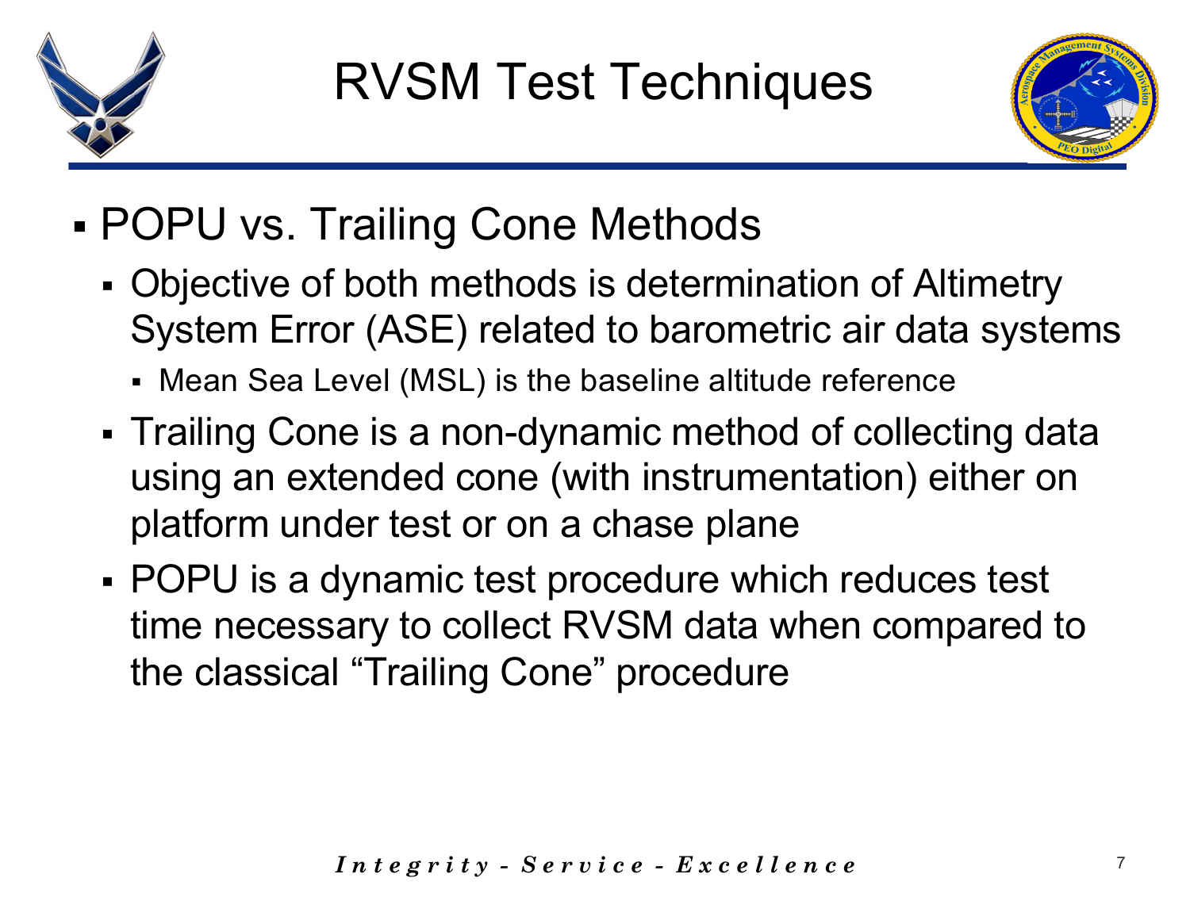# RVSM Test Techniques

- POPU vs. Trailing Cone Methods
  - Objective of both methods is determination of Altimetry System Error (ASE) related to barometric air data systems
    - Mean Sea Level (MSL) is the baseline altitude reference
  - Trailing Cone is a non-dynamic method of collecting data using an extended cone (with instrumentation) either on platform under test or on a chase plane
  - POPU is a dynamic test procedure which reduces test time necessary to collect RVSM data when compared to the classical "Trailing Cone" procedure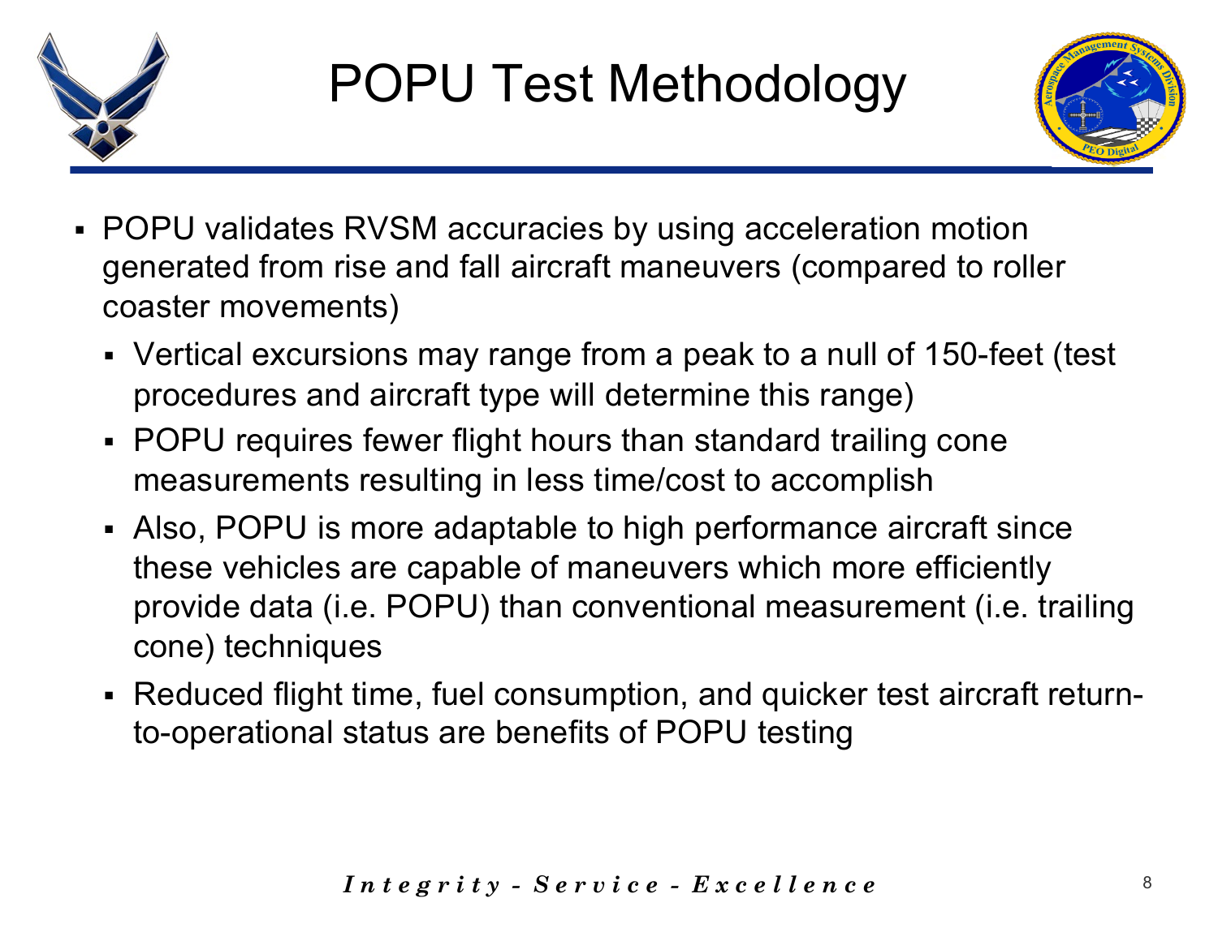# POPU Test Methodology

- POPU validates RVSM accuracies by using acceleration motion generated from rise and fall aircraft maneuvers (compared to roller coaster movements)
  - Vertical excursions may range from a peak to a null of 150-feet (test procedures and aircraft type will determine this range)
  - POPU requires fewer flight hours than standard trailing cone measurements resulting in less time/cost to accomplish
  - Also, POPU is more adaptable to high performance aircraft since these vehicles are capable of maneuvers which more efficiently provide data (i.e. POPU) than conventional measurement (i.e. trailing cone) techniques
  - Reduced flight time, fuel consumption, and quicker test aircraft return-to-operational status are benefits of POPU testing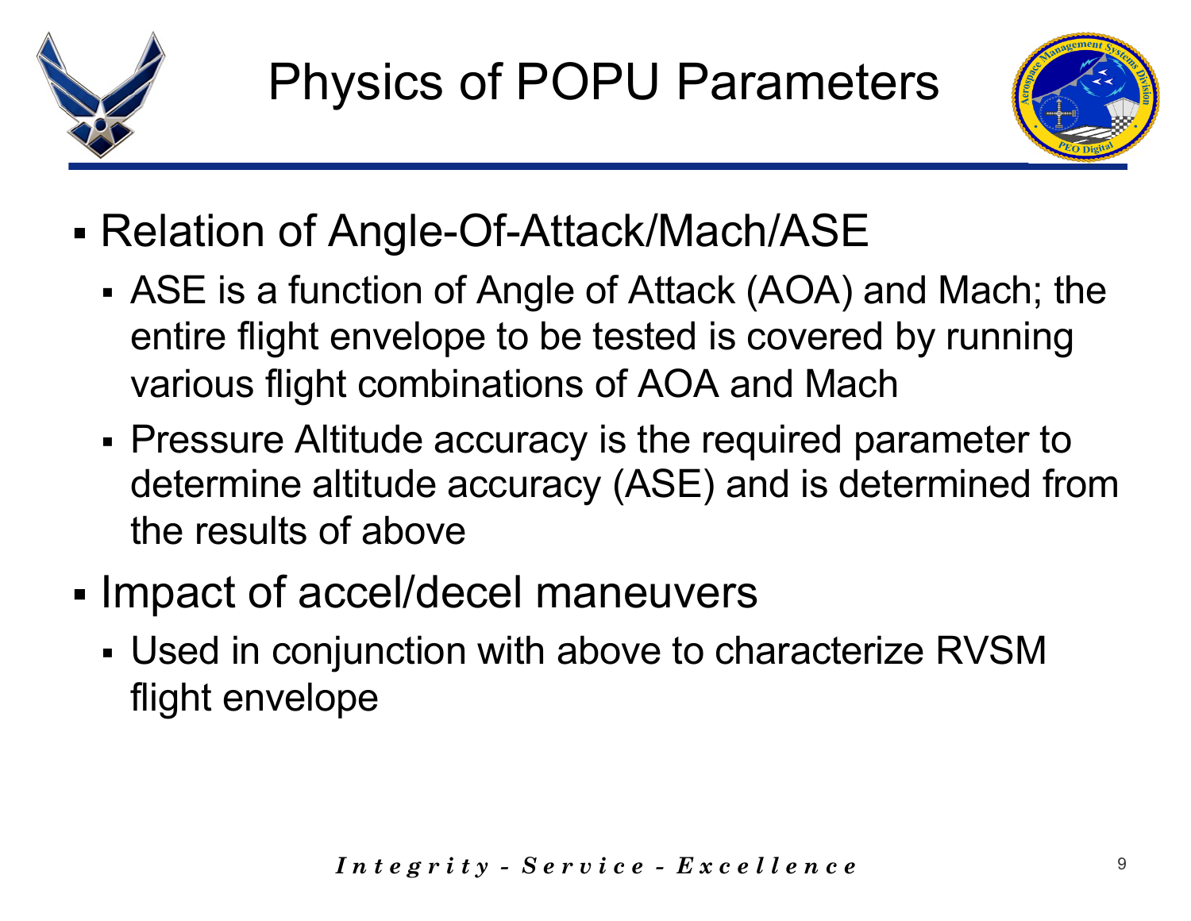# Physics of POPU Parameters

- Relation of Angle-Of-Attack/Mach/ASE
  - ASE is a function of Angle of Attack (AOA) and Mach; the entire flight envelope to be tested is covered by running various flight combinations of AOA and Mach
  - Pressure Altitude accuracy is the required parameter to determine altitude accuracy (ASE) and is determined from the results of above
- Impact of accel/decel maneuvers
  - Used in conjunction with above to characterize RVSM flight envelope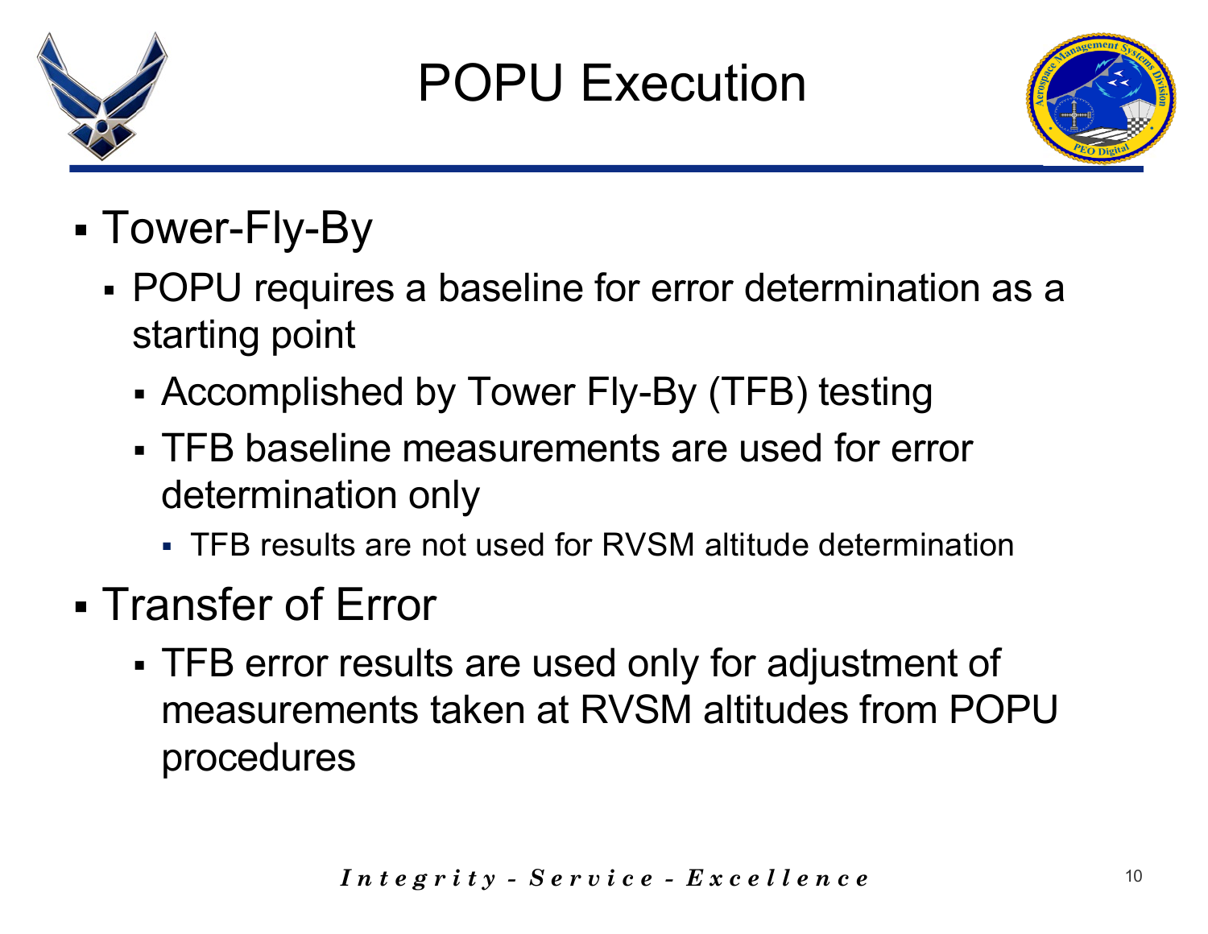# POPU Execution

- Tower-Fly-By
  - POPU requires a baseline for error determination as a starting point
    - Accomplished by Tower Fly-By (TFB) testing
    - TFB baseline measurements are used for error determination only
      - TFB results are not used for RVSM altitude determination
- Transfer of Error
    - TFB error results are used only for adjustment of measurements taken at RVSM altitudes from POPU procedures

***Integrity - Service - Excellence***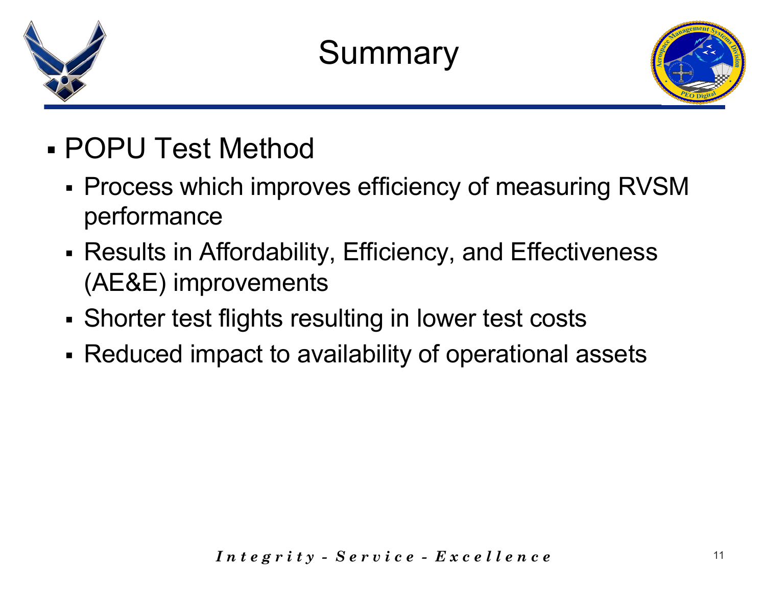# Summary

- POPU Test Method
  - Process which improves efficiency of measuring RVSM performance
  - Results in Affordability, Efficiency, and Effectiveness (AE&E) improvements
  - Shorter test flights resulting in lower test costs
  - Reduced impact to availability of operational assets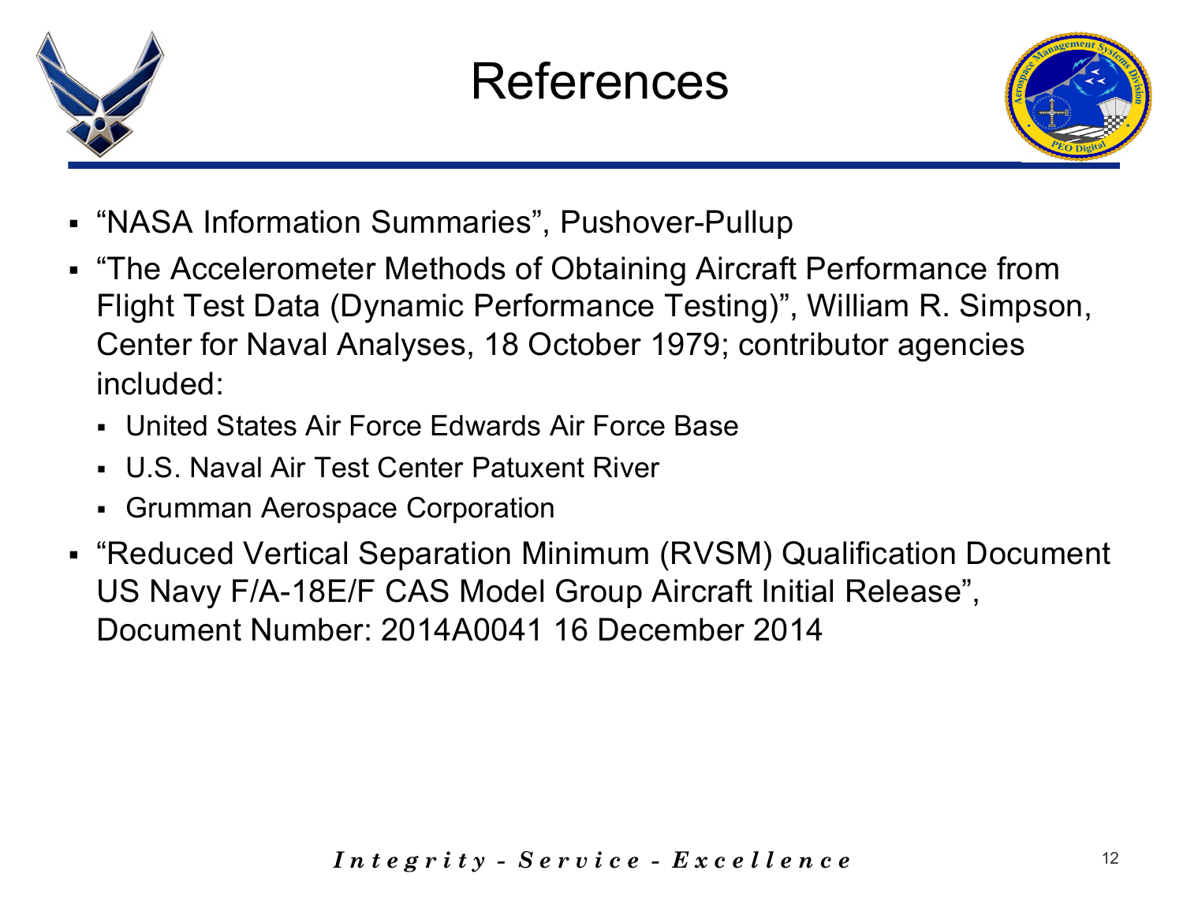# References

- "NASA Information Summaries", Pushover-Pullup
- "The Accelerometer Methods of Obtaining Aircraft Performance from Flight Test Data (Dynamic Performance Testing)", William R. Simpson, Center for Naval Analyses, 18 October 1979; contributor agencies included:
  - United States Air Force Edwards Air Force Base
  - U.S. Naval Air Test Center Patuxent River
  - Grumman Aerospace Corporation
- "Reduced Vertical Separation Minimum (RVSM) Qualification Document US Navy F/A-18E/F CAS Model Group Aircraft Initial Release", Document Number: 2014A0041 16 December 2014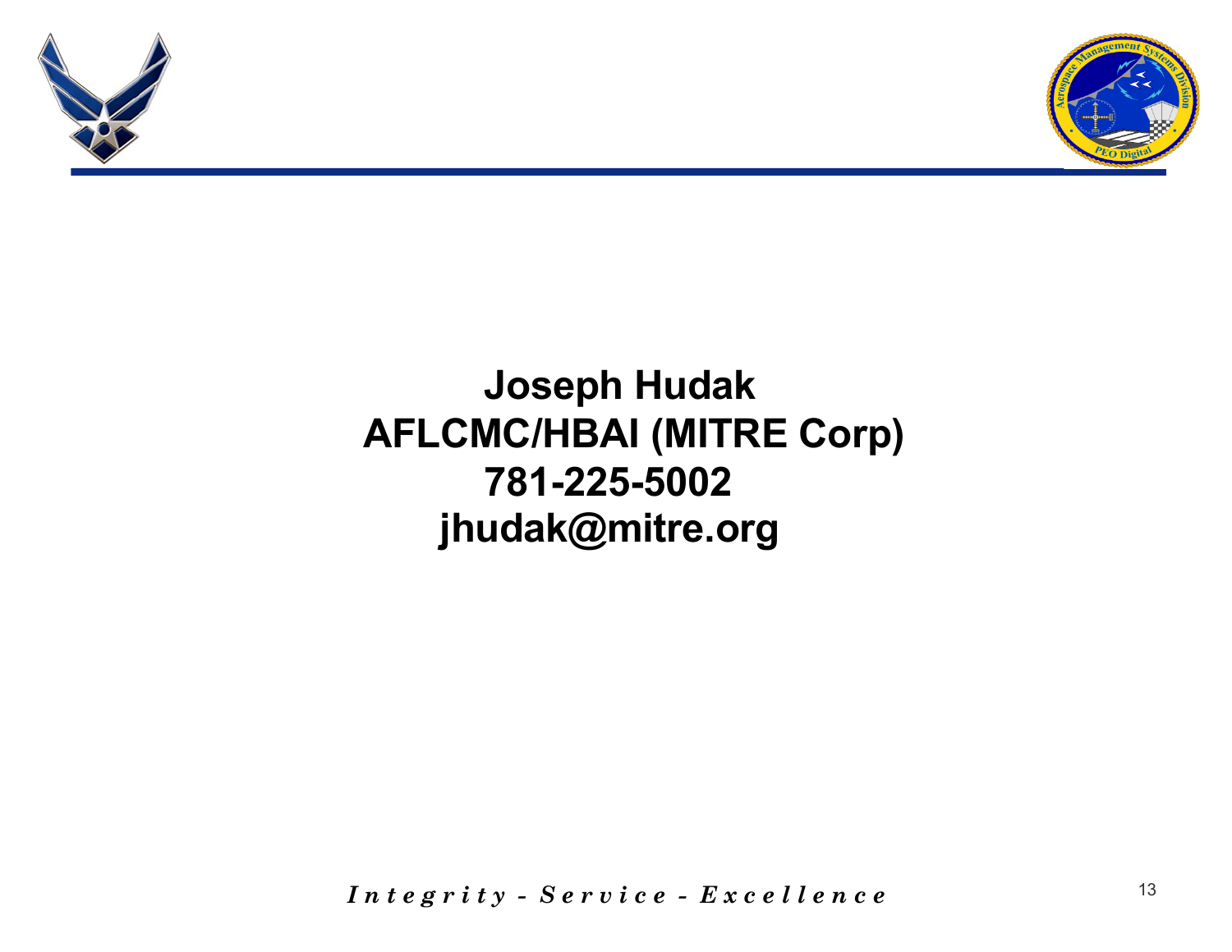**Joseph Hudak**
**AFLCMC/HBAI (MITRE Corp)**
**781-225-5002**
**jhudak@mitre.org**

***Integrity - Service - Excellence***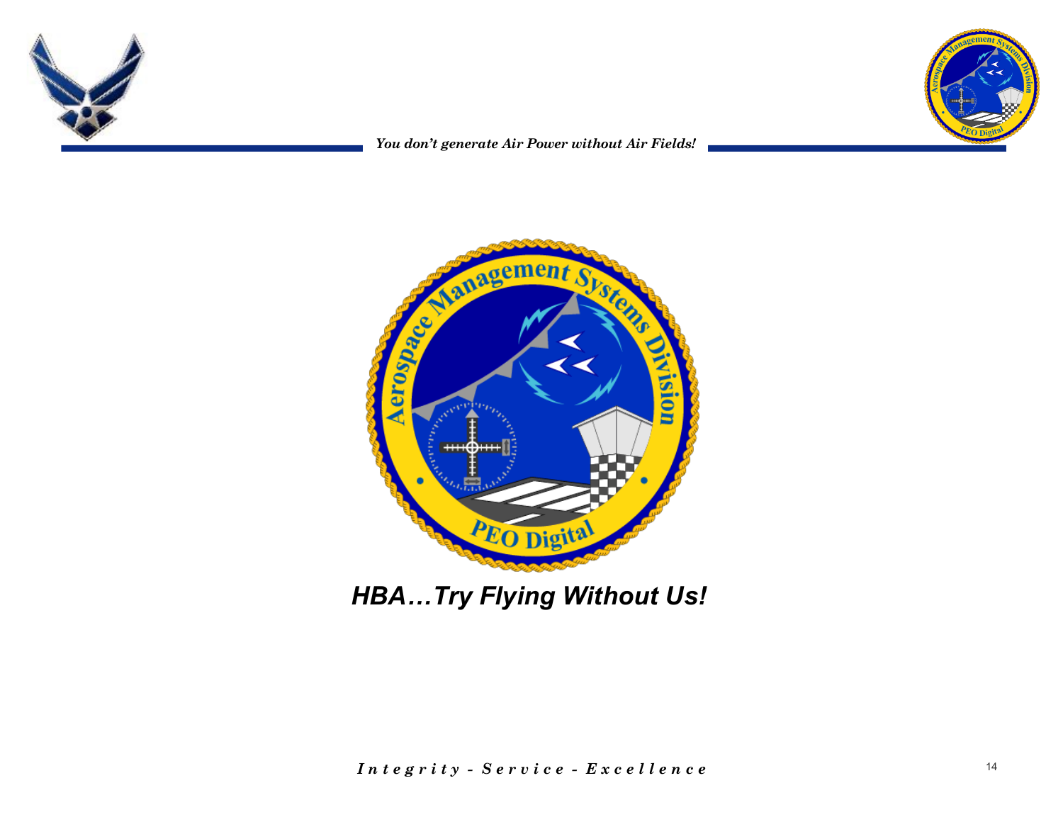*You don't generate Air Power without Air Fields!*

***HBA…Try Flying Without Us!***

***I n t e g r i t y - S e r v i c e - E x c e l l e n c e***